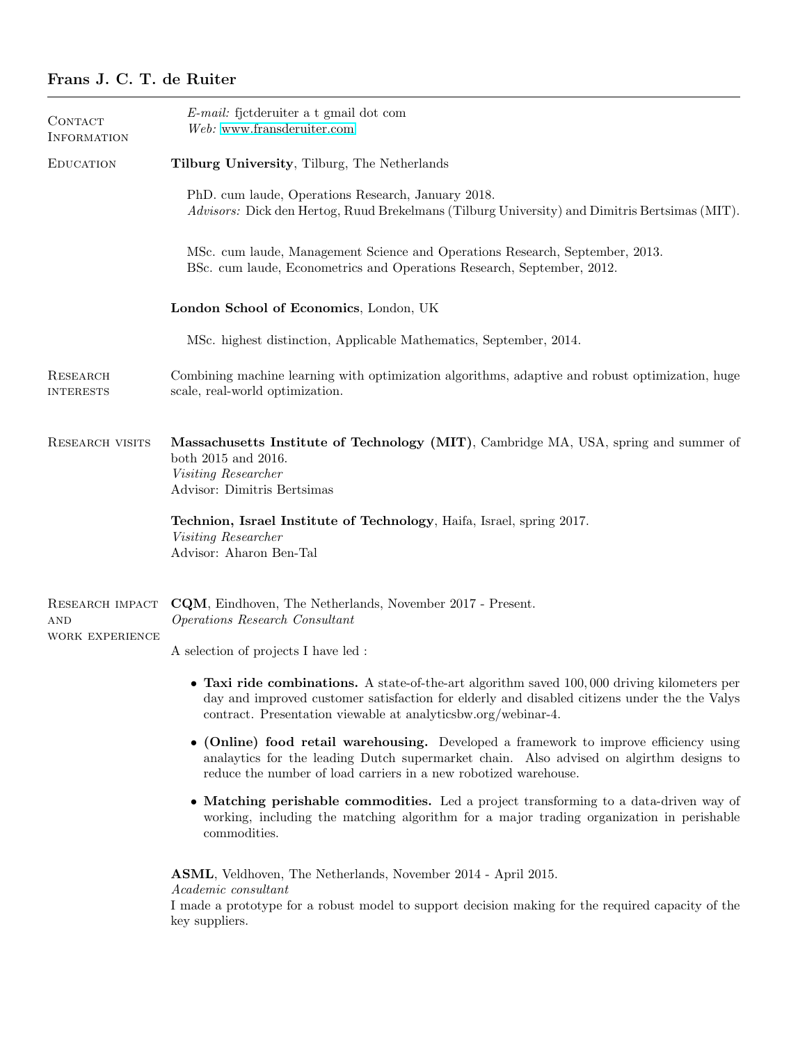# Frans J. C. T. de Ruiter

## Contact Information

*E-mail:* fjctderuiter a t gmail dot com
*Web:* www.fransderuiter.com

## Education

**Tilburg University**, Tilburg, The Netherlands

PhD. cum laude, Operations Research, January 2018.
*Advisors:* Dick den Hertog, Ruud Brekelmans (Tilburg University) and Dimitris Bertsimas (MIT).

MSc. cum laude, Management Science and Operations Research, September, 2013.
BSc. cum laude, Econometrics and Operations Research, September, 2012.

**London School of Economics**, London, UK

MSc. highest distinction, Applicable Mathematics, September, 2014.

## Research interests

Combining machine learning with optimization algorithms, adaptive and robust optimization, huge scale, real-world optimization.

## Research visits

**Massachusetts Institute of Technology (MIT)**, Cambridge MA, USA, spring and summer of both 2015 and 2016.
*Visiting Researcher*
Advisor: Dimitris Bertsimas

**Technion, Israel Institute of Technology**, Haifa, Israel, spring 2017.
*Visiting Researcher*
Advisor: Aharon Ben-Tal

## Research impact and work experience

**CQM**, Eindhoven, The Netherlands, November 2017 - Present.
*Operations Research Consultant*

A selection of projects I have led :

- **Taxi ride combinations.** A state-of-the-art algorithm saved 100,000 driving kilometers per day and improved customer satisfaction for elderly and disabled citizens under the the Valys contract. Presentation viewable at analyticsbw.org/webinar-4.
- **(Online) food retail warehousing.** Developed a framework to improve efficiency using analaytics for the leading Dutch supermarket chain. Also advised on algirthm designs to reduce the number of load carriers in a new robotized warehouse.
- **Matching perishable commodities.** Led a project transforming to a data-driven way of working, including the matching algorithm for a major trading organization in perishable commodities.

**ASML**, Veldhoven, The Netherlands, November 2014 - April 2015.
*Academic consultant*
I made a prototype for a robust model to support decision making for the required capacity of the key suppliers.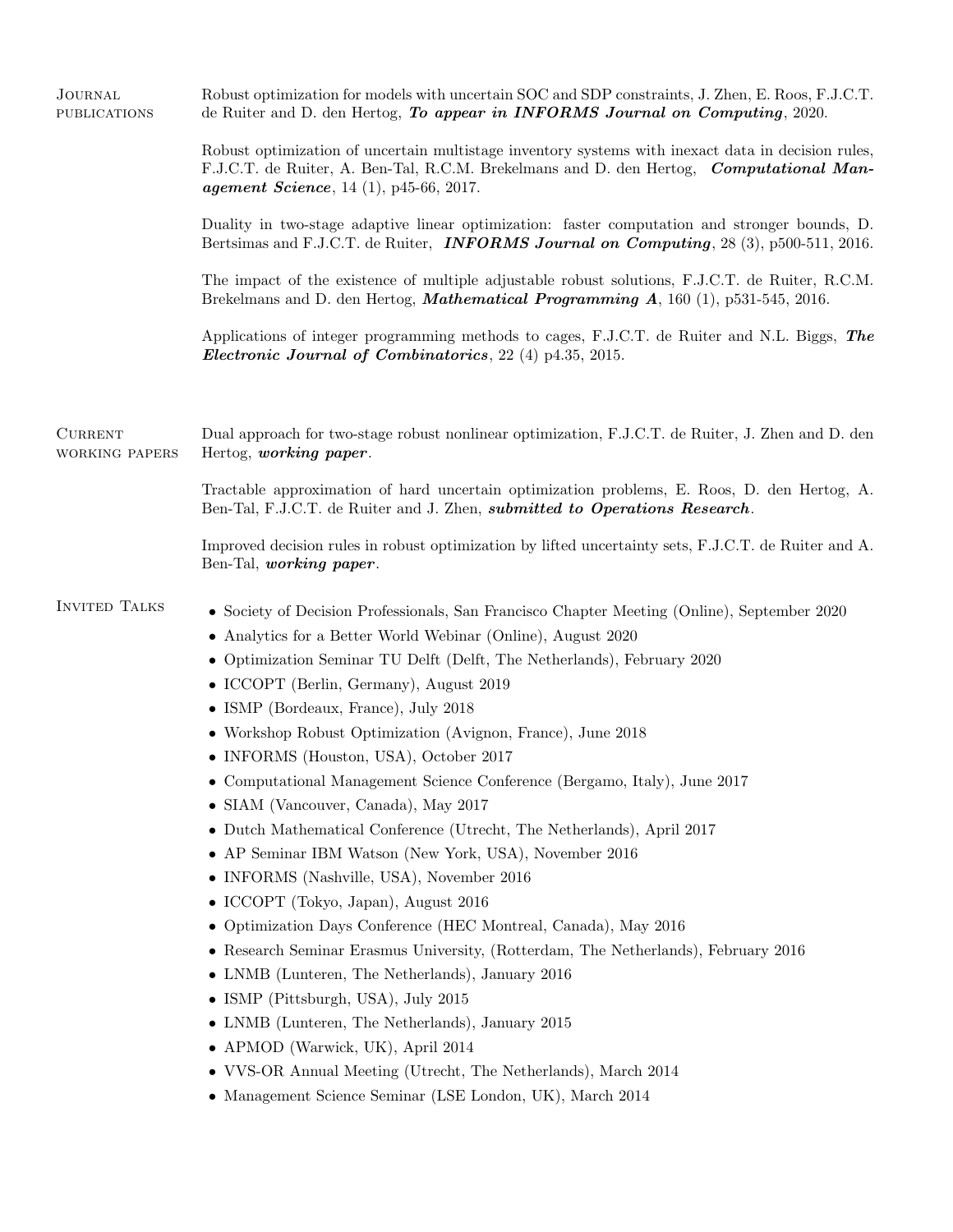## Journal publications

Robust optimization for models with uncertain SOC and SDP constraints, J. Zhen, E. Roos, F.J.C.T. de Ruiter and D. den Hertog, ***To appear in INFORMS Journal on Computing***, 2020.

Robust optimization of uncertain multistage inventory systems with inexact data in decision rules, F.J.C.T. de Ruiter, A. Ben-Tal, R.C.M. Brekelmans and D. den Hertog, ***Computational Management Science***, 14 (1), p45-66, 2017.

Duality in two-stage adaptive linear optimization: faster computation and stronger bounds, D. Bertsimas and F.J.C.T. de Ruiter, ***INFORMS Journal on Computing***, 28 (3), p500-511, 2016.

The impact of the existence of multiple adjustable robust solutions, F.J.C.T. de Ruiter, R.C.M. Brekelmans and D. den Hertog, ***Mathematical Programming A***, 160 (1), p531-545, 2016.

Applications of integer programming methods to cages, F.J.C.T. de Ruiter and N.L. Biggs, ***The Electronic Journal of Combinatorics***, 22 (4) p4.35, 2015.

## Current working papers

Dual approach for two-stage robust nonlinear optimization, F.J.C.T. de Ruiter, J. Zhen and D. den Hertog, ***working paper***.

Tractable approximation of hard uncertain optimization problems, E. Roos, D. den Hertog, A. Ben-Tal, F.J.C.T. de Ruiter and J. Zhen, ***submitted to Operations Research***.

Improved decision rules in robust optimization by lifted uncertainty sets, F.J.C.T. de Ruiter and A. Ben-Tal, ***working paper***.

## Invited Talks

- Society of Decision Professionals, San Francisco Chapter Meeting (Online), September 2020
- Analytics for a Better World Webinar (Online), August 2020
- Optimization Seminar TU Delft (Delft, The Netherlands), February 2020
- ICCOPT (Berlin, Germany), August 2019
- ISMP (Bordeaux, France), July 2018
- Workshop Robust Optimization (Avignon, France), June 2018
- INFORMS (Houston, USA), October 2017
- Computational Management Science Conference (Bergamo, Italy), June 2017
- SIAM (Vancouver, Canada), May 2017
- Dutch Mathematical Conference (Utrecht, The Netherlands), April 2017
- AP Seminar IBM Watson (New York, USA), November 2016
- INFORMS (Nashville, USA), November 2016
- ICCOPT (Tokyo, Japan), August 2016
- Optimization Days Conference (HEC Montreal, Canada), May 2016
- Research Seminar Erasmus University, (Rotterdam, The Netherlands), February 2016
- LNMB (Lunteren, The Netherlands), January 2016
- ISMP (Pittsburgh, USA), July 2015
- LNMB (Lunteren, The Netherlands), January 2015
- APMOD (Warwick, UK), April 2014
- VVS-OR Annual Meeting (Utrecht, The Netherlands), March 2014
- Management Science Seminar (LSE London, UK), March 2014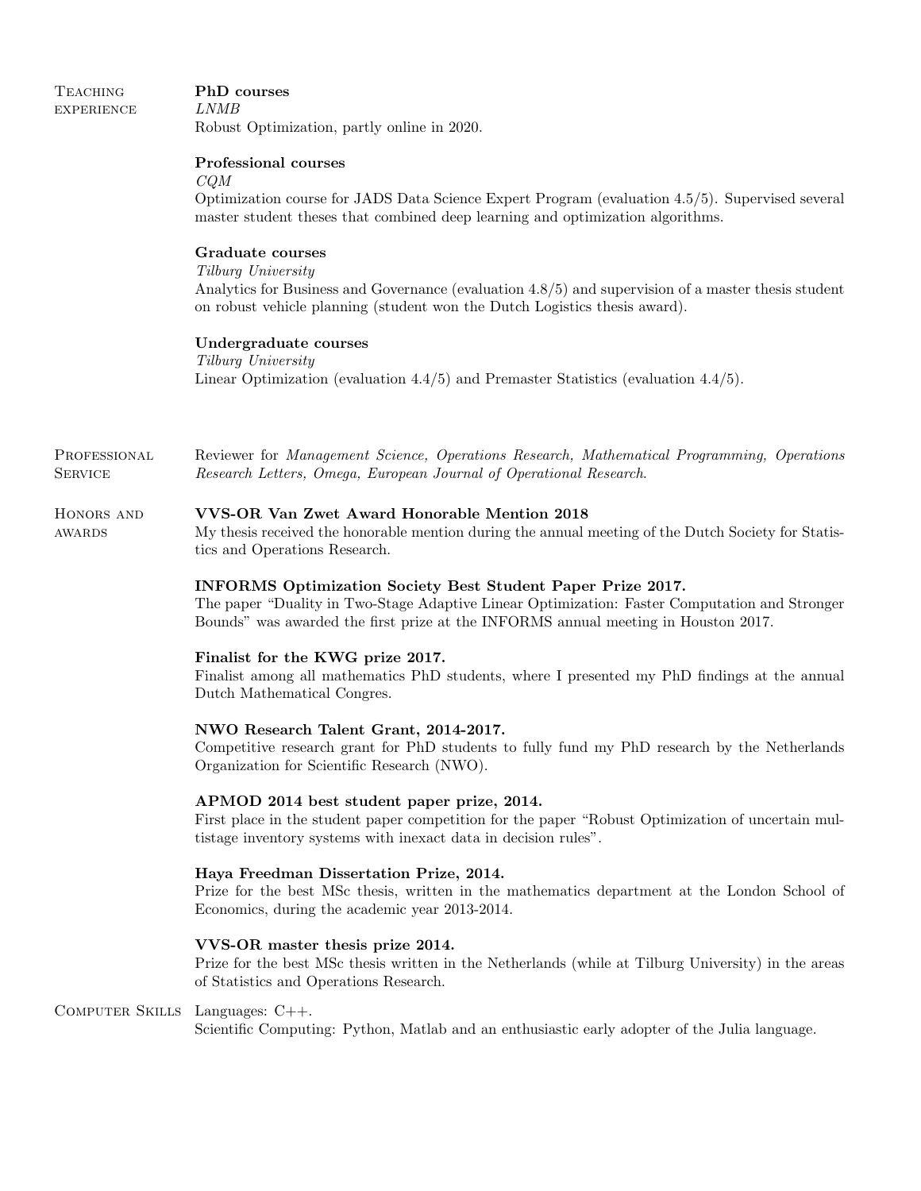## Teaching experience

**PhD courses**
*LNMB*
Robust Optimization, partly online in 2020.

**Professional courses**
*CQM*
Optimization course for JADS Data Science Expert Program (evaluation 4.5/5). Supervised several master student theses that combined deep learning and optimization algorithms.

**Graduate courses**
*Tilburg University*
Analytics for Business and Governance (evaluation 4.8/5) and supervision of a master thesis student on robust vehicle planning (student won the Dutch Logistics thesis award).

**Undergraduate courses**
*Tilburg University*
Linear Optimization (evaluation 4.4/5) and Premaster Statistics (evaluation 4.4/5).

## Professional Service

Reviewer for *Management Science, Operations Research, Mathematical Programming, Operations Research Letters, Omega, European Journal of Operational Research*.

## Honors and awards

**VVS-OR Van Zwet Award Honorable Mention 2018**
My thesis received the honorable mention during the annual meeting of the Dutch Society for Statistics and Operations Research.

**INFORMS Optimization Society Best Student Paper Prize 2017.**
The paper "Duality in Two-Stage Adaptive Linear Optimization: Faster Computation and Stronger Bounds" was awarded the first prize at the INFORMS annual meeting in Houston 2017.

**Finalist for the KWG prize 2017.**
Finalist among all mathematics PhD students, where I presented my PhD findings at the annual Dutch Mathematical Congres.

**NWO Research Talent Grant, 2014-2017.**
Competitive research grant for PhD students to fully fund my PhD research by the Netherlands Organization for Scientific Research (NWO).

**APMOD 2014 best student paper prize, 2014.**
First place in the student paper competition for the paper "Robust Optimization of uncertain multistage inventory systems with inexact data in decision rules".

**Haya Freedman Dissertation Prize, 2014.**
Prize for the best MSc thesis, written in the mathematics department at the London School of Economics, during the academic year 2013-2014.

**VVS-OR master thesis prize 2014.**
Prize for the best MSc thesis written in the Netherlands (while at Tilburg University) in the areas of Statistics and Operations Research.

## Computer Skills

Languages: C++.
Scientific Computing: Python, Matlab and an enthusiastic early adopter of the Julia language.